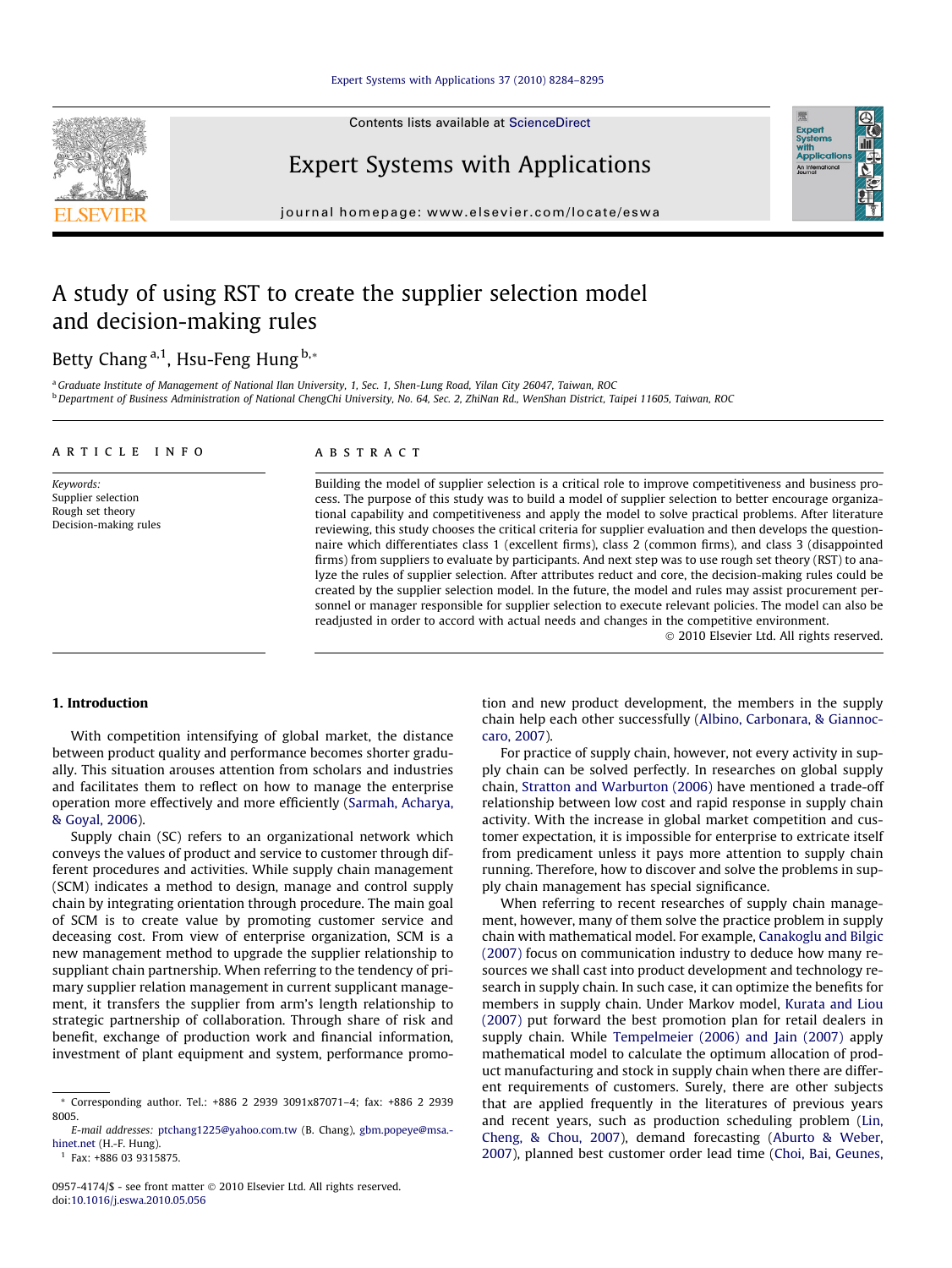# A study of using RST to create the supplier selection model and decision-making rules

Betty Chang [a,1], Hsu-Feng Hung [b,*]

[a] Graduate Institute of Management of National Ilan University, 1, Sec. 1, Shen-Lung Road, Yilan City 26047, Taiwan, ROC

[b] Department of Business Administration of National ChengChi University, No. 64, Sec. 2, ZhiNan Rd., WenShan District, Taipei 11605, Taiwan, ROC

## ARTICLE INFO

*Keywords:*
Supplier selection
Rough set theory
Decision-making rules

## ABSTRACT

Building the model of supplier selection is a critical role to improve competitiveness and business process. The purpose of this study was to build a model of supplier selection to better encourage organizational capability and competitiveness and apply the model to solve practical problems. After literature reviewing, this study chooses the critical criteria for supplier evaluation and then develops the questionnaire which differentiates class 1 (excellent firms), class 2 (common firms), and class 3 (disappointed firms) from suppliers to evaluate by participants. And next step was to use rough set theory (RST) to analyze the rules of supplier selection. After attributes reduct and core, the decision-making rules could be created by the supplier selection model. In the future, the model and rules may assist procurement personnel or manager responsible for supplier selection to execute relevant policies. The model can also be readjusted in order to accord with actual needs and changes in the competitive environment.

© 2010 Elsevier Ltd. All rights reserved.

## 1. Introduction

With competition intensifying of global market, the distance between product quality and performance becomes shorter gradually. This situation arouses attention from scholars and industries and facilitates them to reflect on how to manage the enterprise operation more effectively and more efficiently (Sarmah, Acharya, & Goyal, 2006).

Supply chain (SC) refers to an organizational network which conveys the values of product and service to customer through different procedures and activities. While supply chain management (SCM) indicates a method to design, manage and control supply chain by integrating orientation through procedure. The main goal of SCM is to create value by promoting customer service and deceasing cost. From view of enterprise organization, SCM is a new management method to upgrade the supplier relationship to suppliant chain partnership. When referring to the tendency of primary supplier relation management in current supplicant management, it transfers the supplier from arm's length relationship to strategic partnership of collaboration. Through share of risk and benefit, exchange of production work and financial information, investment of plant equipment and system, performance promotion and new product development, the members in the supply chain help each other successfully (Albino, Carbonara, & Giannoccaro, 2007).

For practice of supply chain, however, not every activity in supply chain can be solved perfectly. In researches on global supply chain, Stratton and Warburton (2006) have mentioned a trade-off relationship between low cost and rapid response in supply chain activity. With the increase in global market competition and customer expectation, it is impossible for enterprise to extricate itself from predicament unless it pays more attention to supply chain running. Therefore, how to discover and solve the problems in supply chain management has special significance.

When referring to recent researches of supply chain management, however, many of them solve the practice problem in supply chain with mathematical model. For example, Canakoglu and Bilgic (2007) focus on communication industry to deduce how many resources we shall cast into product development and technology research in supply chain. In such case, it can optimize the benefits for members in supply chain. Under Markov model, Kurata and Liou (2007) put forward the best promotion plan for retail dealers in supply chain. While Tempelmeier (2006) and Jain (2007) apply mathematical model to calculate the optimum allocation of product manufacturing and stock in supply chain when there are different requirements of customers. Surely, there are other subjects that are applied frequently in the literatures of previous years and recent years, such as production scheduling problem (Lin, Cheng, & Chou, 2007), demand forecasting (Aburto & Weber, 2007), planned best customer order lead time (Choi, Bai, Geunes,

* Corresponding author. Tel.: +886 2 2939 3091x87071–4; fax: +886 2 2939 8005.

*E-mail addresses:* ptchang1225@yahoo.com.tw (B. Chang), gbm.popeye@msa.hinet.net (H.-F. Hung).

[1] Fax: +886 03 9315875.

0957-4174/$ - see front matter © 2010 Elsevier Ltd. All rights reserved.
doi:10.1016/j.eswa.2010.05.056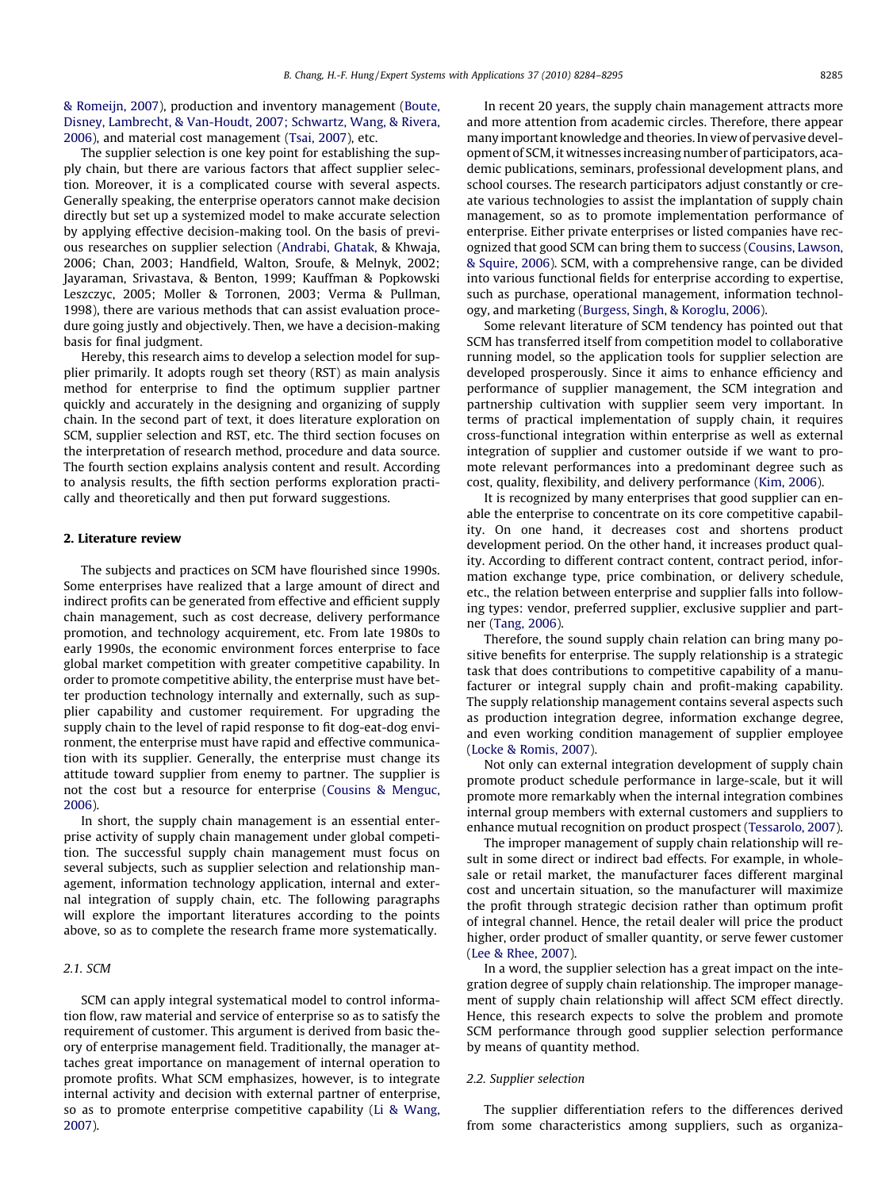& Romeijn, 2007), production and inventory management (Boute, Disney, Lambrecht, & Van-Houdt, 2007; Schwartz, Wang, & Rivera, 2006), and material cost management (Tsai, 2007), etc.

The supplier selection is one key point for establishing the supply chain, but there are various factors that affect supplier selection. Moreover, it is a complicated course with several aspects. Generally speaking, the enterprise operators cannot make decision directly but set up a systemized model to make accurate selection by applying effective decision-making tool. On the basis of previous researches on supplier selection (Andrabi, Ghatak, & Khwaja, 2006; Chan, 2003; Handfield, Walton, Sroufe, & Melnyk, 2002; Jayaraman, Srivastava, & Benton, 1999; Kauffman & Popkowski Leszczyc, 2005; Moller & Torronen, 2003; Verma & Pullman, 1998), there are various methods that can assist evaluation procedure going justly and objectively. Then, we have a decision-making basis for final judgment.

Hereby, this research aims to develop a selection model for supplier primarily. It adopts rough set theory (RST) as main analysis method for enterprise to find the optimum supplier partner quickly and accurately in the designing and organizing of supply chain. In the second part of text, it does literature exploration on SCM, supplier selection and RST, etc. The third section focuses on the interpretation of research method, procedure and data source. The fourth section explains analysis content and result. According to analysis results, the fifth section performs exploration practically and theoretically and then put forward suggestions.

## 2. Literature review

The subjects and practices on SCM have flourished since 1990s. Some enterprises have realized that a large amount of direct and indirect profits can be generated from effective and efficient supply chain management, such as cost decrease, delivery performance promotion, and technology acquirement, etc. From late 1980s to early 1990s, the economic environment forces enterprise to face global market competition with greater competitive capability. In order to promote competitive ability, the enterprise must have better production technology internally and externally, such as supplier capability and customer requirement. For upgrading the supply chain to the level of rapid response to fit dog-eat-dog environment, the enterprise must have rapid and effective communication with its supplier. Generally, the enterprise must change its attitude toward supplier from enemy to partner. The supplier is not the cost but a resource for enterprise (Cousins & Menguc, 2006).

In short, the supply chain management is an essential enterprise activity of supply chain management under global competition. The successful supply chain management must focus on several subjects, such as supplier selection and relationship management, information technology application, internal and external integration of supply chain, etc. The following paragraphs will explore the important literatures according to the points above, so as to complete the research frame more systematically.

### 2.1. SCM

SCM can apply integral systematical model to control information flow, raw material and service of enterprise so as to satisfy the requirement of customer. This argument is derived from basic theory of enterprise management field. Traditionally, the manager attaches great importance on management of internal operation to promote profits. What SCM emphasizes, however, is to integrate internal activity and decision with external partner of enterprise, so as to promote enterprise competitive capability (Li & Wang, 2007).

In recent 20 years, the supply chain management attracts more and more attention from academic circles. Therefore, there appear many important knowledge and theories. In view of pervasive development of SCM, it witnesses increasing number of participators, academic publications, seminars, professional development plans, and school courses. The research participators adjust constantly or create various technologies to assist the implantation of supply chain management, so as to promote implementation performance of enterprise. Either private enterprises or listed companies have recognized that good SCM can bring them to success (Cousins, Lawson, & Squire, 2006). SCM, with a comprehensive range, can be divided into various functional fields for enterprise according to expertise, such as purchase, operational management, information technology, and marketing (Burgess, Singh, & Koroglu, 2006).

Some relevant literature of SCM tendency has pointed out that SCM has transferred itself from competition model to collaborative running model, so the application tools for supplier selection are developed prosperously. Since it aims to enhance efficiency and performance of supplier management, the SCM integration and partnership cultivation with supplier seem very important. In terms of practical implementation of supply chain, it requires cross-functional integration within enterprise as well as external integration of supplier and customer outside if we want to promote relevant performances into a predominant degree such as cost, quality, flexibility, and delivery performance (Kim, 2006).

It is recognized by many enterprises that good supplier can enable the enterprise to concentrate on its core competitive capability. On one hand, it decreases cost and shortens product development period. On the other hand, it increases product quality. According to different contract content, contract period, information exchange type, price combination, or delivery schedule, etc., the relation between enterprise and supplier falls into following types: vendor, preferred supplier, exclusive supplier and partner (Tang, 2006).

Therefore, the sound supply chain relation can bring many positive benefits for enterprise. The supply relationship is a strategic task that does contributions to competitive capability of a manufacturer or integral supply chain and profit-making capability. The supply relationship management contains several aspects such as production integration degree, information exchange degree, and even working condition management of supplier employee (Locke & Romis, 2007).

Not only can external integration development of supply chain promote product schedule performance in large-scale, but it will promote more remarkably when the internal integration combines internal group members with external customers and suppliers to enhance mutual recognition on product prospect (Tessarolo, 2007).

The improper management of supply chain relationship will result in some direct or indirect bad effects. For example, in wholesale or retail market, the manufacturer faces different marginal cost and uncertain situation, so the manufacturer will maximize the profit through strategic decision rather than optimum profit of integral channel. Hence, the retail dealer will price the product higher, order product of smaller quantity, or serve fewer customer (Lee & Rhee, 2007).

In a word, the supplier selection has a great impact on the integration degree of supply chain relationship. The improper management of supply chain relationship will affect SCM effect directly. Hence, this research expects to solve the problem and promote SCM performance through good supplier selection performance by means of quantity method.

### 2.2. Supplier selection

The supplier differentiation refers to the differences derived from some characteristics among suppliers, such as organiza-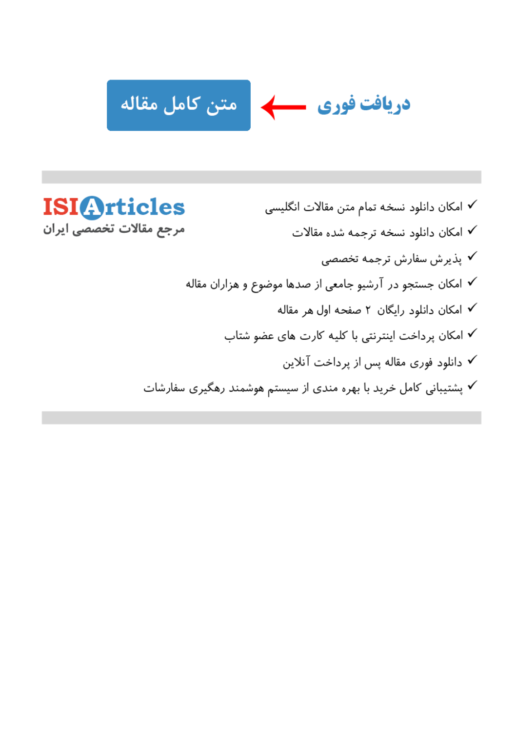دریافت فوری ← متن کامل مقاله

**ISIArticles**

مرجع مقالات تخصصی ایران

- ✓ امکان دانلود نسخه تمام متن مقالات انگلیسی
- ✓ امکان دانلود نسخه ترجمه شده مقالات
- ✓ پذیرش سفارش ترجمه تخصصی
- ✓ امکان جستجو در آرشیو جامعی از صدها موضوع و هزاران مقاله
- ✓ امکان دانلود رایگان ۲ صفحه اول هر مقاله
- ✓ امکان پرداخت اینترنتی با کلیه کارت های عضو شتاب
- ✓ دانلود فوری مقاله پس از پرداخت آنلاین
- ✓ پشتیبانی کامل خرید با بهره مندی از سیستم هوشمند رهگیری سفارشات